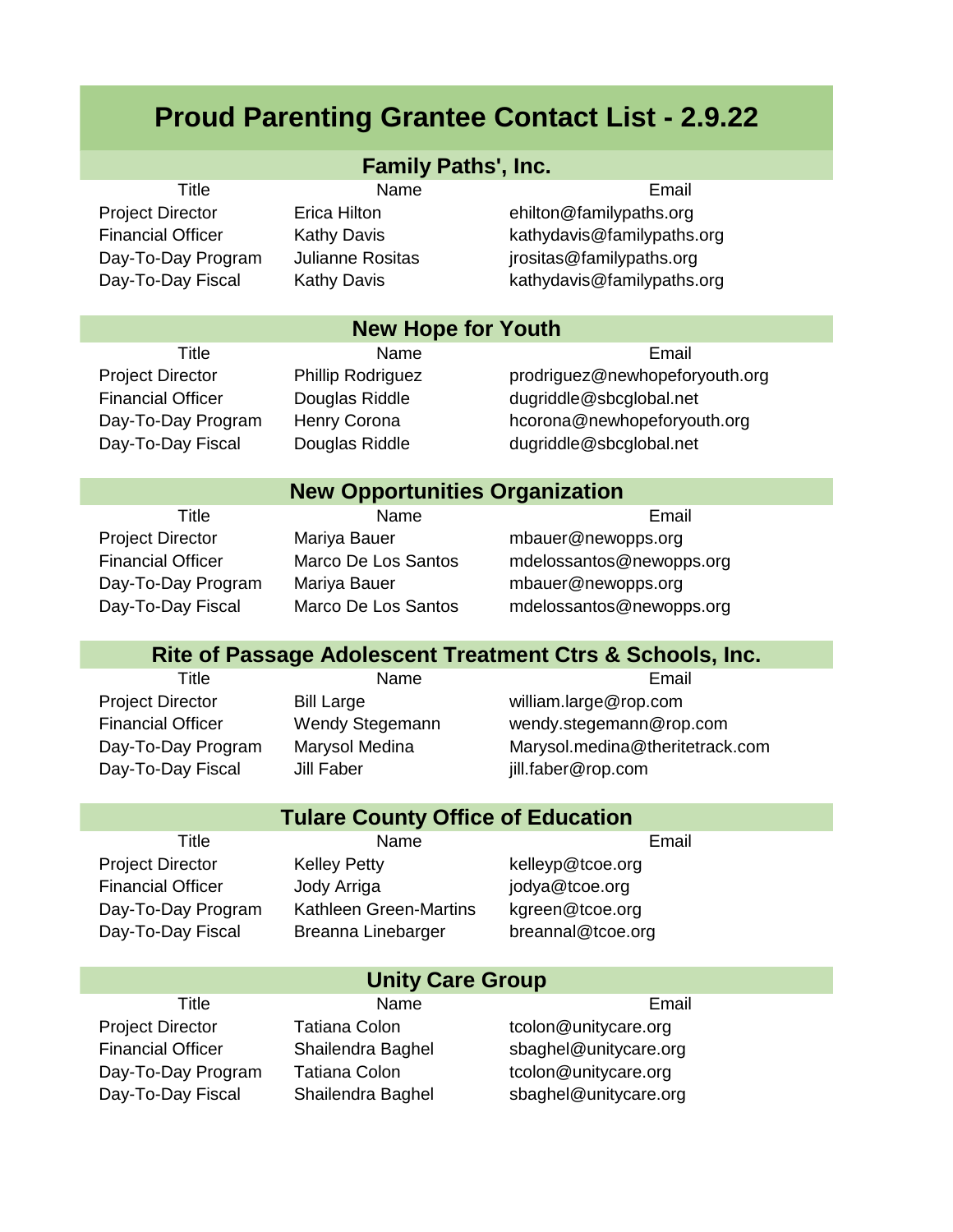# Proud Parenting Grantee Contact List - 2.9.22

## Family Paths', Inc.

| Title | Name | Email |
|---|---|---|
| Project Director | Erica Hilton | ehilton@familypaths.org |
| Financial Officer | Kathy Davis | kathydavis@familypaths.org |
| Day-To-Day Program | Julianne Rositas | jrositas@familypaths.org |
| Day-To-Day Fiscal | Kathy Davis | kathydavis@familypaths.org |

## New Hope for Youth

| Title | Name | Email |
|---|---|---|
| Project Director | Phillip Rodriguez | prodriguez@newhopeforyouth.org |
| Financial Officer | Douglas Riddle | dugriddle@sbcglobal.net |
| Day-To-Day Program | Henry Corona | hcorona@newhopeforyouth.org |
| Day-To-Day Fiscal | Douglas Riddle | dugriddle@sbcglobal.net |

## New Opportunities Organization

| Title | Name | Email |
|---|---|---|
| Project Director | Mariya Bauer | mbauer@newopps.org |
| Financial Officer | Marco De Los Santos | mdelossantos@newopps.org |
| Day-To-Day Program | Mariya Bauer | mbauer@newopps.org |
| Day-To-Day Fiscal | Marco De Los Santos | mdelossantos@newopps.org |

## Rite of Passage Adolescent Treatment Ctrs & Schools, Inc.

| Title | Name | Email |
|---|---|---|
| Project Director | Bill Large | william.large@rop.com |
| Financial Officer | Wendy Stegemann | wendy.stegemann@rop.com |
| Day-To-Day Program | Marysol Medina | Marysol.medina@theritetrack.com |
| Day-To-Day Fiscal | Jill Faber | jill.faber@rop.com |

## Tulare County Office of Education

| Title | Name | Email |
|---|---|---|
| Project Director | Kelley Petty | kelleyp@tcoe.org |
| Financial Officer | Jody Arriga | jodya@tcoe.org |
| Day-To-Day Program | Kathleen Green-Martins | kgreen@tcoe.org |
| Day-To-Day Fiscal | Breanna Linebarger | breannal@tcoe.org |

## Unity Care Group

| Title | Name | Email |
|---|---|---|
| Project Director | Tatiana Colon | tcolon@unitycare.org |
| Financial Officer | Shailendra Baghel | sbaghel@unitycare.org |
| Day-To-Day Program | Tatiana Colon | tcolon@unitycare.org |
| Day-To-Day Fiscal | Shailendra Baghel | sbaghel@unitycare.org |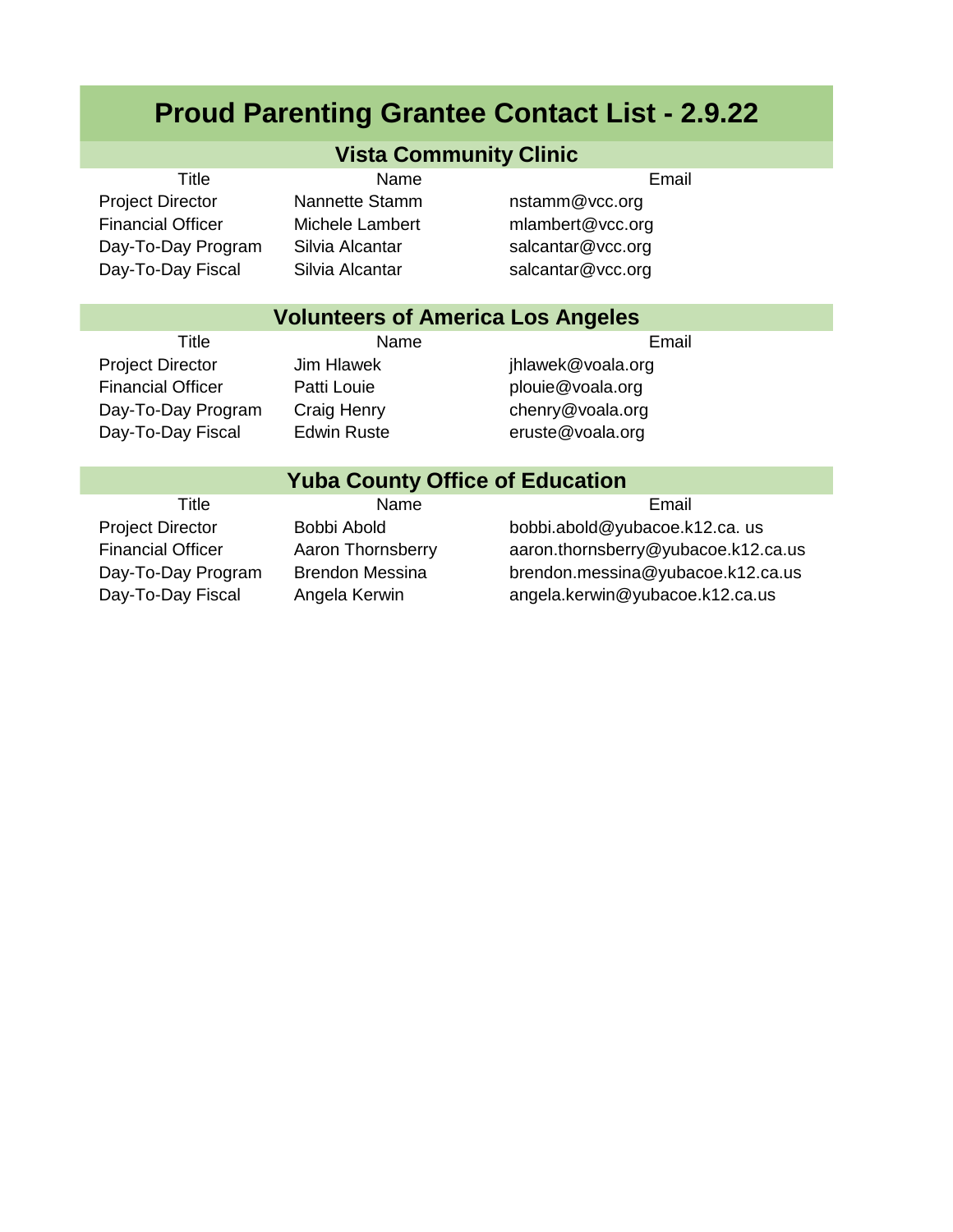# Proud Parenting Grantee Contact List - 2.9.22

## Vista Community Clinic

| Title | Name | Email |
|---|---|---|
| Project Director | Nannette Stamm | nstamm@vcc.org |
| Financial Officer | Michele Lambert | mlambert@vcc.org |
| Day-To-Day Program | Silvia Alcantar | salcantar@vcc.org |
| Day-To-Day Fiscal | Silvia Alcantar | salcantar@vcc.org |

## Volunteers of America Los Angeles

| Title | Name | Email |
|---|---|---|
| Project Director | Jim Hlawek | jhlawek@voala.org |
| Financial Officer | Patti Louie | plouie@voala.org |
| Day-To-Day Program | Craig Henry | chenry@voala.org |
| Day-To-Day Fiscal | Edwin Ruste | eruste@voala.org |

## Yuba County Office of Education

| Title | Name | Email |
|---|---|---|
| Project Director | Bobbi Abold | bobbi.abold@yubacoe.k12.ca. us |
| Financial Officer | Aaron Thornsberry | aaron.thornsberry@yubacoe.k12.ca.us |
| Day-To-Day Program | Brendon Messina | brendon.messina@yubacoe.k12.ca.us |
| Day-To-Day Fiscal | Angela Kerwin | angela.kerwin@yubacoe.k12.ca.us |